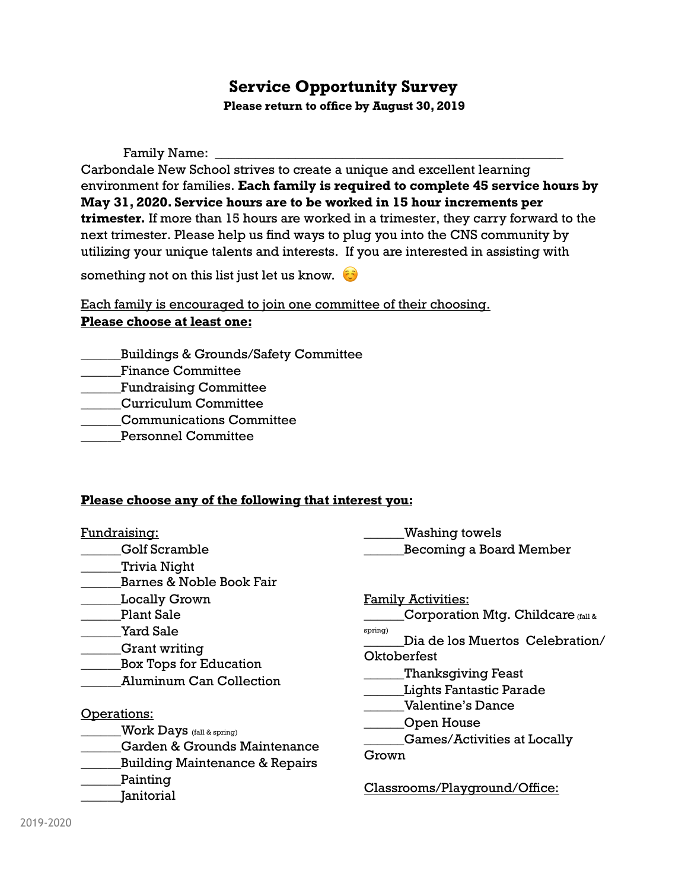# Service Opportunity Survey

**Please return to office by August 30, 2019**

Family Name: ___________________________________________________

Carbondale New School strives to create a unique and excellent learning environment for families. **Each family is required to complete 45 service hours by May 31, 2020. Service hours are to be worked in 15 hour increments per trimester.** If more than 15 hours are worked in a trimester, they carry forward to the next trimester. Please help us find ways to plug you into the CNS community by utilizing your unique talents and interests. If you are interested in assisting with something not on this list just let us know. ☺️

<u>Each family is encouraged to join one committee of their choosing.</u>
**<u>Please choose at least one:</u>**

______Buildings & Grounds/Safety Committee
______Finance Committee
______Fundraising Committee
______Curriculum Committee
______Communications Committee
______Personnel Committee

**<u>Please choose any of the following that interest you:</u>**

<u>Fundraising:</u>
______Golf Scramble
______Trivia Night
______Barnes & Noble Book Fair
______Locally Grown
______Plant Sale
______Yard Sale
______Grant writing
______Box Tops for Education
______Aluminum Can Collection

<u>Operations:</u>
______Work Days (fall & spring)
______Garden & Grounds Maintenance
______Building Maintenance & Repairs
______Painting
______Janitorial
______Washing towels
______Becoming a Board Member

<u>Family Activities:</u>
______Corporation Mtg. Childcare (fall & spring)
______Dia de los Muertos Celebration/ Oktoberfest
______Thanksgiving Feast
______Lights Fantastic Parade
______Valentine's Dance
______Open House
______Games/Activities at Locally Grown

<u>Classrooms/Playground/Office:</u>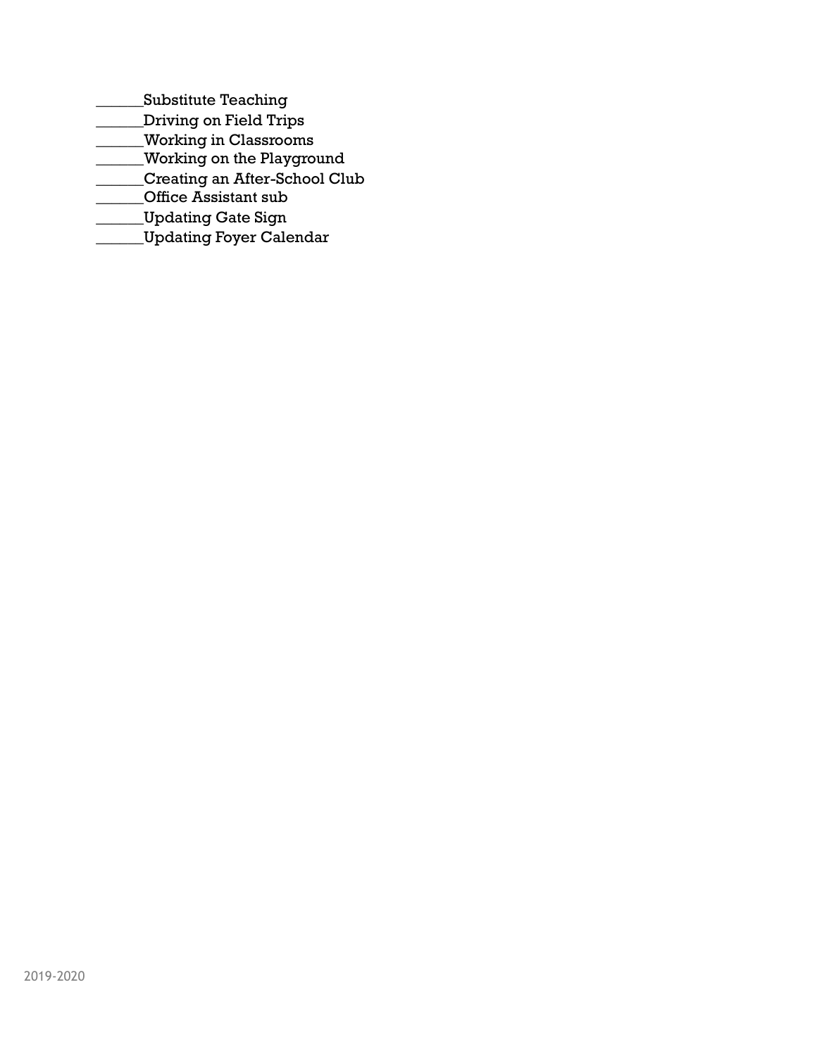______Substitute Teaching
______Driving on Field Trips
______Working in Classrooms
______Working on the Playground
______Creating an After-School Club
______Office Assistant sub
______Updating Gate Sign
______Updating Foyer Calendar

2019-2020